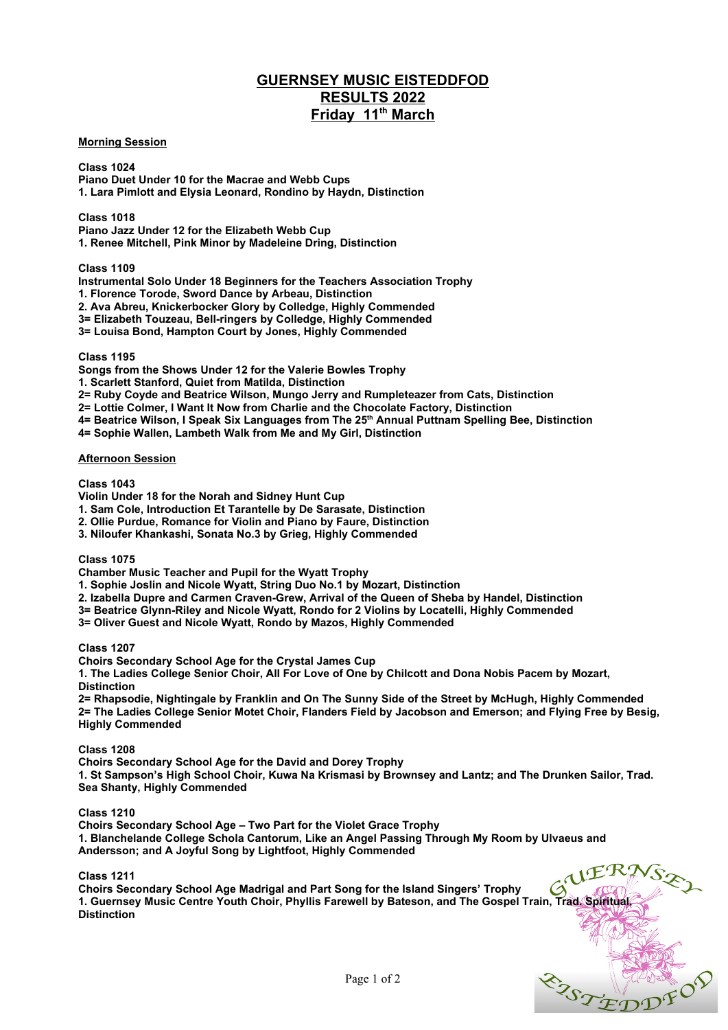# GUERNSEY MUSIC EISTEDDFOD
# RESULTS 2022
# Friday 11th March

**Morning Session**

**Class 1024**
**Piano Duet Under 10 for the Macrae and Webb Cups**
**1. Lara Pimlott and Elysia Leonard, Rondino by Haydn, Distinction**

**Class 1018**
**Piano Jazz Under 12 for the Elizabeth Webb Cup**
**1. Renee Mitchell, Pink Minor by Madeleine Dring, Distinction**

**Class 1109**
**Instrumental Solo Under 18 Beginners for the Teachers Association Trophy**
**1. Florence Torode, Sword Dance by Arbeau, Distinction**
**2. Ava Abreu, Knickerbocker Glory by Colledge, Highly Commended**
**3= Elizabeth Touzeau, Bell-ringers by Colledge, Highly Commended**
**3= Louisa Bond, Hampton Court by Jones, Highly Commended**

**Class 1195**
**Songs from the Shows Under 12 for the Valerie Bowles Trophy**
**1. Scarlett Stanford, Quiet from Matilda, Distinction**
**2= Ruby Coyde and Beatrice Wilson, Mungo Jerry and Rumpleteazer from Cats, Distinction**
**2= Lottie Colmer, I Want It Now from Charlie and the Chocolate Factory, Distinction**
**4= Beatrice Wilson, I Speak Six Languages from The 25th Annual Puttnam Spelling Bee, Distinction**
**4= Sophie Wallen, Lambeth Walk from Me and My Girl, Distinction**

**Afternoon Session**

**Class 1043**
**Violin Under 18 for the Norah and Sidney Hunt Cup**
**1. Sam Cole, Introduction Et Tarantelle by De Sarasate, Distinction**
**2. Ollie Purdue, Romance for Violin and Piano by Faure, Distinction**
**3. Niloufer Khankashi, Sonata No.3 by Grieg, Highly Commended**

**Class 1075**
**Chamber Music Teacher and Pupil for the Wyatt Trophy**
**1. Sophie Joslin and Nicole Wyatt, String Duo No.1 by Mozart, Distinction**
**2. Izabella Dupre and Carmen Craven-Grew, Arrival of the Queen of Sheba by Handel, Distinction**
**3= Beatrice Glynn-Riley and Nicole Wyatt, Rondo for 2 Violins by Locatelli, Highly Commended**
**3= Oliver Guest and Nicole Wyatt, Rondo by Mazos, Highly Commended**

**Class 1207**
**Choirs Secondary School Age for the Crystal James Cup**
**1. The Ladies College Senior Choir, All For Love of One by Chilcott and Dona Nobis Pacem by Mozart, Distinction**
**2= Rhapsodie, Nightingale by Franklin and On The Sunny Side of the Street by McHugh, Highly Commended**
**2= The Ladies College Senior Motet Choir, Flanders Field by Jacobson and Emerson; and Flying Free by Besig, Highly Commended**

**Class 1208**
**Choirs Secondary School Age for the David and Dorey Trophy**
**1. St Sampson's High School Choir, Kuwa Na Krismasi by Brownsey and Lantz; and The Drunken Sailor, Trad. Sea Shanty, Highly Commended**

**Class 1210**
**Choirs Secondary School Age – Two Part for the Violet Grace Trophy**
**1. Blanchelande College Schola Cantorum, Like an Angel Passing Through My Room by Ulvaeus and Andersson; and A Joyful Song by Lightfoot, Highly Commended**

**Class 1211**
**Choirs Secondary School Age Madrigal and Part Song for the Island Singers' Trophy**
**1. Guernsey Music Centre Youth Choir, Phyllis Farewell by Bateson, and The Gospel Train, Trad. Spiritual, Distinction**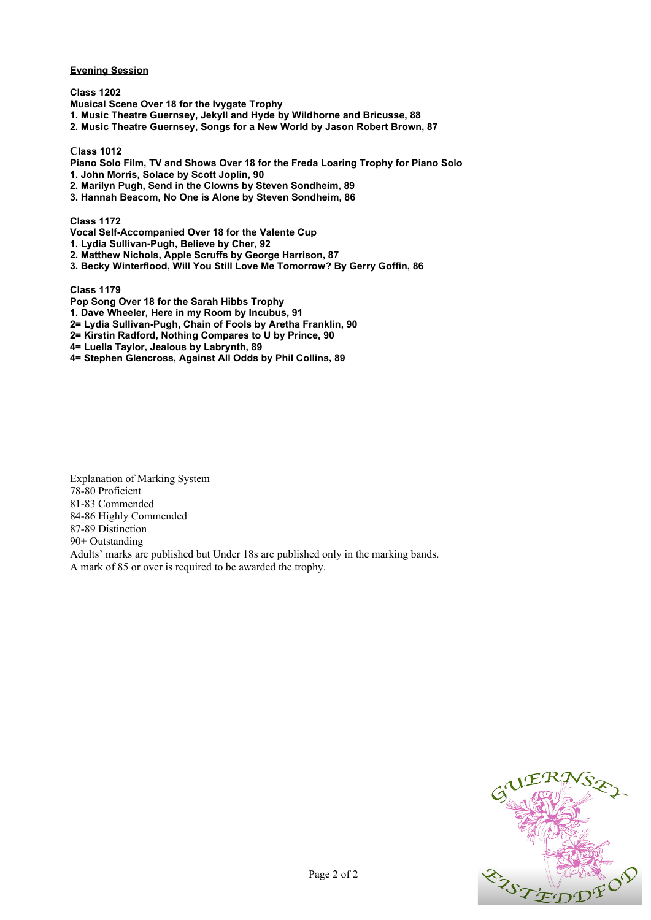**Evening Session**

**Class 1202**
**Musical Scene Over 18 for the Ivygate Trophy**
**1. Music Theatre Guernsey, Jekyll and Hyde by Wildhorne and Bricusse, 88**
**2. Music Theatre Guernsey, Songs for a New World by Jason Robert Brown, 87**

**Class 1012**
**Piano Solo Film, TV and Shows Over 18 for the Freda Loaring Trophy for Piano Solo**
**1. John Morris, Solace by Scott Joplin, 90**
**2. Marilyn Pugh, Send in the Clowns by Steven Sondheim, 89**
**3. Hannah Beacom, No One is Alone by Steven Sondheim, 86**

**Class 1172**
**Vocal Self-Accompanied Over 18 for the Valente Cup**
**1. Lydia Sullivan-Pugh, Believe by Cher, 92**
**2. Matthew Nichols, Apple Scruffs by George Harrison, 87**
**3. Becky Winterflood, Will You Still Love Me Tomorrow? By Gerry Goffin, 86**

**Class 1179**
**Pop Song Over 18 for the Sarah Hibbs Trophy**
**1. Dave Wheeler, Here in my Room by Incubus, 91**
**2= Lydia Sullivan-Pugh, Chain of Fools by Aretha Franklin, 90**
**2= Kirstin Radford, Nothing Compares to U by Prince, 90**
**4= Luella Taylor, Jealous by Labrynth, 89**
**4= Stephen Glencross, Against All Odds by Phil Collins, 89**

Explanation of Marking System
78-80 Proficient
81-83 Commended
84-86 Highly Commended
87-89 Distinction
90+ Outstanding
Adults' marks are published but Under 18s are published only in the marking bands.
A mark of 85 or over is required to be awarded the trophy.